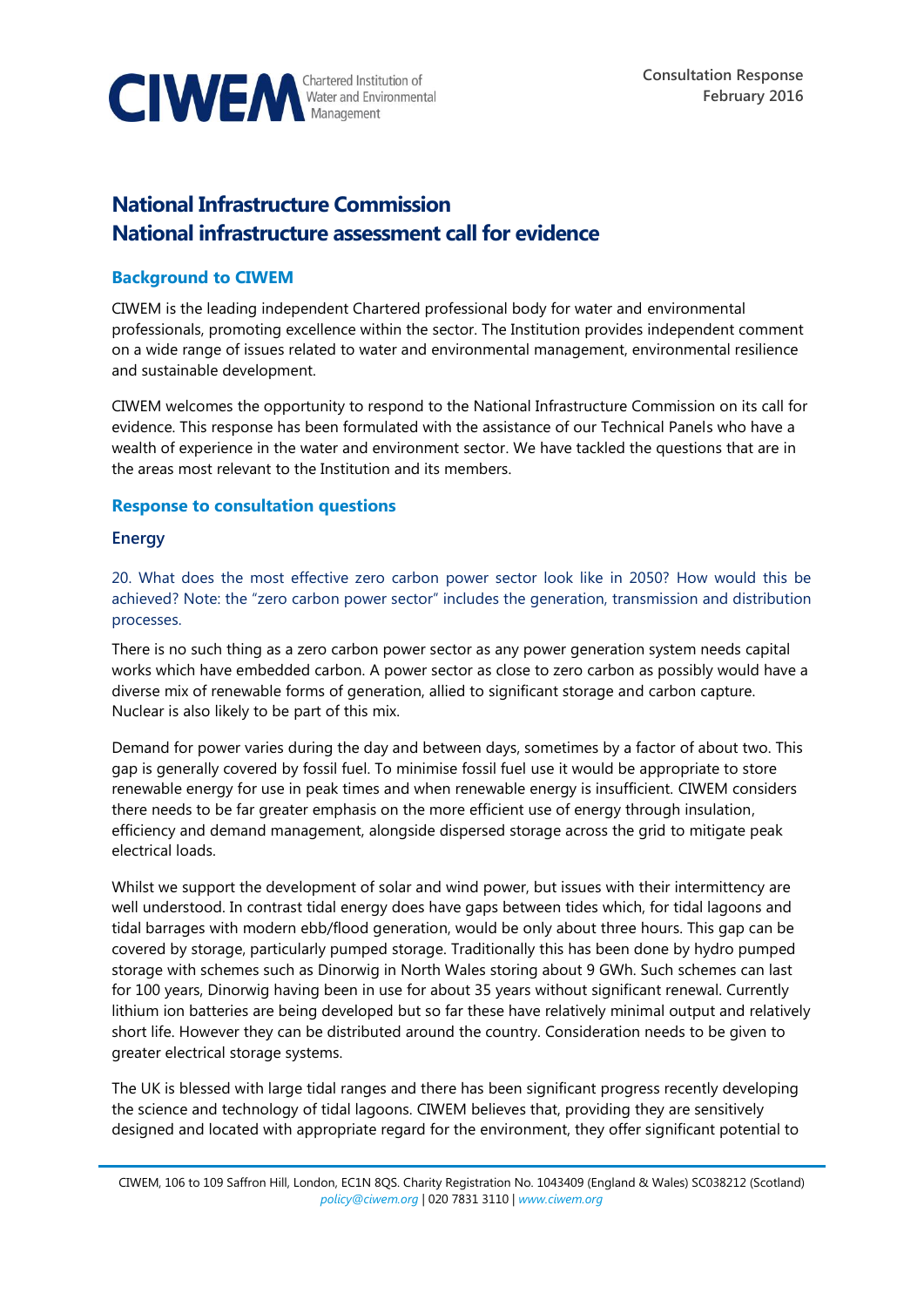Consultation Response
February 2016

# National Infrastructure Commission
# National infrastructure assessment call for evidence

## Background to CIWEM

CIWEM is the leading independent Chartered professional body for water and environmental professionals, promoting excellence within the sector. The Institution provides independent comment on a wide range of issues related to water and environmental management, environmental resilience and sustainable development.

CIWEM welcomes the opportunity to respond to the National Infrastructure Commission on its call for evidence. This response has been formulated with the assistance of our Technical Panels who have a wealth of experience in the water and environment sector. We have tackled the questions that are in the areas most relevant to the Institution and its members.

## Response to consultation questions

### Energy

20. What does the most effective zero carbon power sector look like in 2050? How would this be achieved? Note: the "zero carbon power sector" includes the generation, transmission and distribution processes.

There is no such thing as a zero carbon power sector as any power generation system needs capital works which have embedded carbon. A power sector as close to zero carbon as possibly would have a diverse mix of renewable forms of generation, allied to significant storage and carbon capture. Nuclear is also likely to be part of this mix.

Demand for power varies during the day and between days, sometimes by a factor of about two. This gap is generally covered by fossil fuel. To minimise fossil fuel use it would be appropriate to store renewable energy for use in peak times and when renewable energy is insufficient. CIWEM considers there needs to be far greater emphasis on the more efficient use of energy through insulation, efficiency and demand management, alongside dispersed storage across the grid to mitigate peak electrical loads.

Whilst we support the development of solar and wind power, but issues with their intermittency are well understood. In contrast tidal energy does have gaps between tides which, for tidal lagoons and tidal barrages with modern ebb/flood generation, would be only about three hours. This gap can be covered by storage, particularly pumped storage. Traditionally this has been done by hydro pumped storage with schemes such as Dinorwig in North Wales storing about 9 GWh. Such schemes can last for 100 years, Dinorwig having been in use for about 35 years without significant renewal. Currently lithium ion batteries are being developed but so far these have relatively minimal output and relatively short life. However they can be distributed around the country. Consideration needs to be given to greater electrical storage systems.

The UK is blessed with large tidal ranges and there has been significant progress recently developing the science and technology of tidal lagoons. CIWEM believes that, providing they are sensitively designed and located with appropriate regard for the environment, they offer significant potential to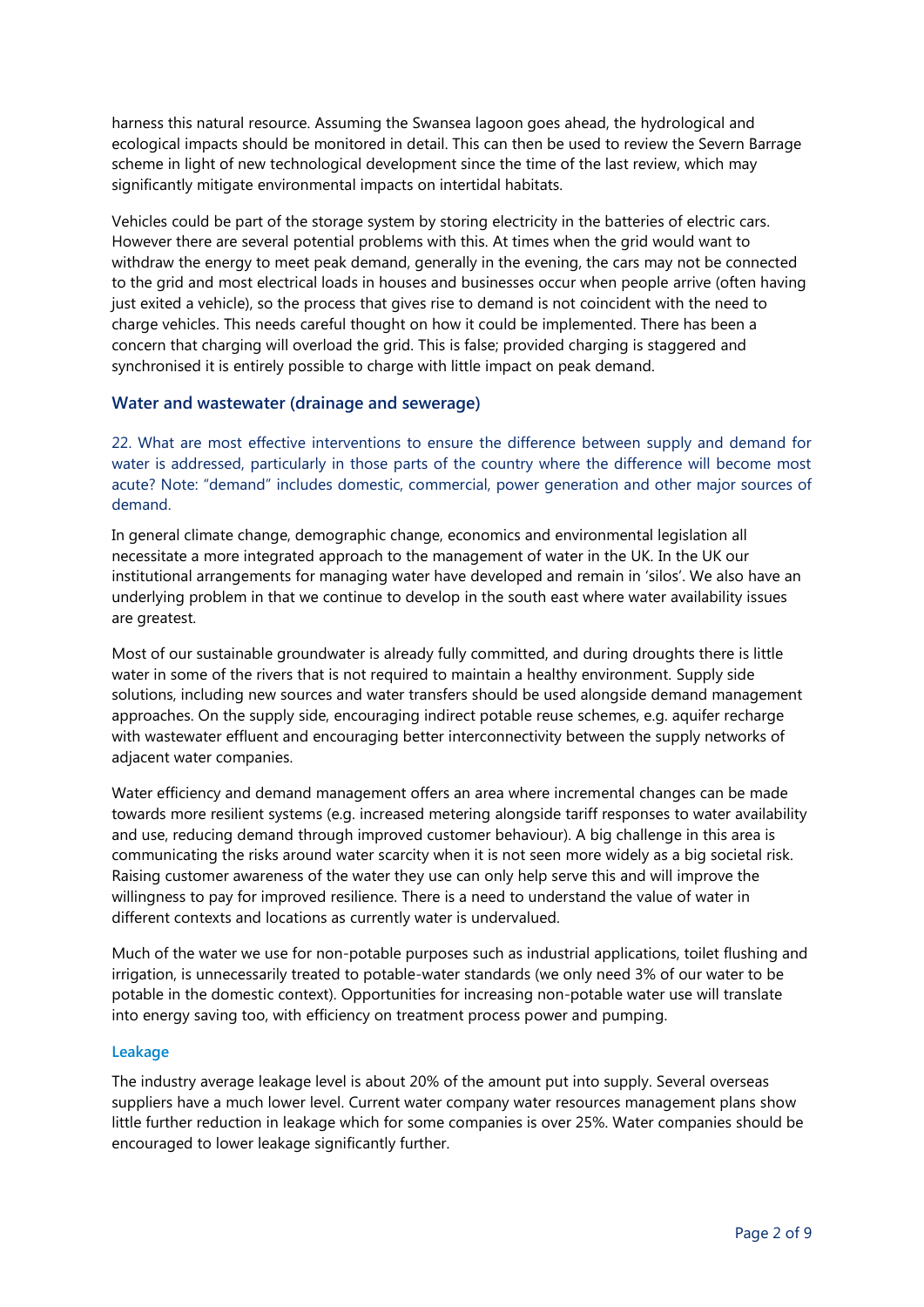harness this natural resource. Assuming the Swansea lagoon goes ahead, the hydrological and ecological impacts should be monitored in detail. This can then be used to review the Severn Barrage scheme in light of new technological development since the time of the last review, which may significantly mitigate environmental impacts on intertidal habitats.

Vehicles could be part of the storage system by storing electricity in the batteries of electric cars. However there are several potential problems with this. At times when the grid would want to withdraw the energy to meet peak demand, generally in the evening, the cars may not be connected to the grid and most electrical loads in houses and businesses occur when people arrive (often having just exited a vehicle), so the process that gives rise to demand is not coincident with the need to charge vehicles. This needs careful thought on how it could be implemented. There has been a concern that charging will overload the grid. This is false; provided charging is staggered and synchronised it is entirely possible to charge with little impact on peak demand.

## Water and wastewater (drainage and sewerage)

22. What are most effective interventions to ensure the difference between supply and demand for water is addressed, particularly in those parts of the country where the difference will become most acute? Note: "demand" includes domestic, commercial, power generation and other major sources of demand.

In general climate change, demographic change, economics and environmental legislation all necessitate a more integrated approach to the management of water in the UK. In the UK our institutional arrangements for managing water have developed and remain in 'silos'. We also have an underlying problem in that we continue to develop in the south east where water availability issues are greatest.

Most of our sustainable groundwater is already fully committed, and during droughts there is little water in some of the rivers that is not required to maintain a healthy environment. Supply side solutions, including new sources and water transfers should be used alongside demand management approaches. On the supply side, encouraging indirect potable reuse schemes, e.g. aquifer recharge with wastewater effluent and encouraging better interconnectivity between the supply networks of adjacent water companies.

Water efficiency and demand management offers an area where incremental changes can be made towards more resilient systems (e.g. increased metering alongside tariff responses to water availability and use, reducing demand through improved customer behaviour). A big challenge in this area is communicating the risks around water scarcity when it is not seen more widely as a big societal risk. Raising customer awareness of the water they use can only help serve this and will improve the willingness to pay for improved resilience. There is a need to understand the value of water in different contexts and locations as currently water is undervalued.

Much of the water we use for non-potable purposes such as industrial applications, toilet flushing and irrigation, is unnecessarily treated to potable-water standards (we only need 3% of our water to be potable in the domestic context). Opportunities for increasing non-potable water use will translate into energy saving too, with efficiency on treatment process power and pumping.

### Leakage

The industry average leakage level is about 20% of the amount put into supply. Several overseas suppliers have a much lower level. Current water company water resources management plans show little further reduction in leakage which for some companies is over 25%. Water companies should be encouraged to lower leakage significantly further.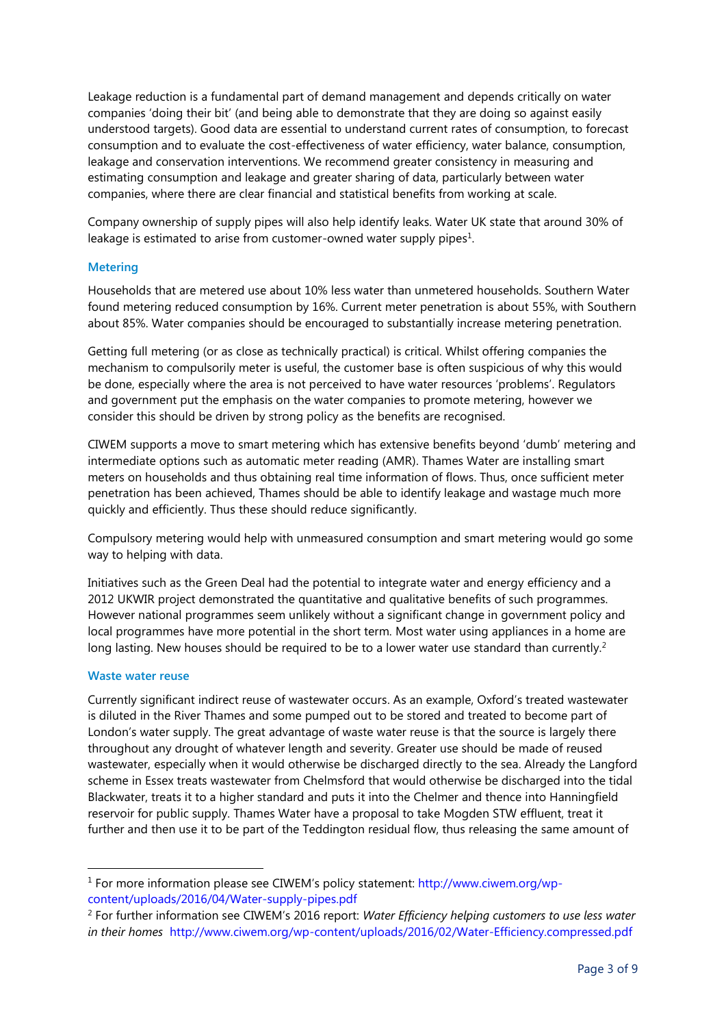Leakage reduction is a fundamental part of demand management and depends critically on water companies 'doing their bit' (and being able to demonstrate that they are doing so against easily understood targets). Good data are essential to understand current rates of consumption, to forecast consumption and to evaluate the cost-effectiveness of water efficiency, water balance, consumption, leakage and conservation interventions. We recommend greater consistency in measuring and estimating consumption and leakage and greater sharing of data, particularly between water companies, where there are clear financial and statistical benefits from working at scale.

Company ownership of supply pipes will also help identify leaks. Water UK state that around 30% of leakage is estimated to arise from customer-owned water supply pipes[1].

### Metering

Households that are metered use about 10% less water than unmetered households. Southern Water found metering reduced consumption by 16%. Current meter penetration is about 55%, with Southern about 85%. Water companies should be encouraged to substantially increase metering penetration.

Getting full metering (or as close as technically practical) is critical. Whilst offering companies the mechanism to compulsorily meter is useful, the customer base is often suspicious of why this would be done, especially where the area is not perceived to have water resources 'problems'. Regulators and government put the emphasis on the water companies to promote metering, however we consider this should be driven by strong policy as the benefits are recognised.

CIWEM supports a move to smart metering which has extensive benefits beyond 'dumb' metering and intermediate options such as automatic meter reading (AMR). Thames Water are installing smart meters on households and thus obtaining real time information of flows. Thus, once sufficient meter penetration has been achieved, Thames should be able to identify leakage and wastage much more quickly and efficiently. Thus these should reduce significantly.

Compulsory metering would help with unmeasured consumption and smart metering would go some way to helping with data.

Initiatives such as the Green Deal had the potential to integrate water and energy efficiency and a 2012 UKWIR project demonstrated the quantitative and qualitative benefits of such programmes. However national programmes seem unlikely without a significant change in government policy and local programmes have more potential in the short term. Most water using appliances in a home are long lasting. New houses should be required to be to a lower water use standard than currently.[2]

### Waste water reuse

Currently significant indirect reuse of wastewater occurs. As an example, Oxford's treated wastewater is diluted in the River Thames and some pumped out to be stored and treated to become part of London's water supply. The great advantage of waste water reuse is that the source is largely there throughout any drought of whatever length and severity. Greater use should be made of reused wastewater, especially when it would otherwise be discharged directly to the sea. Already the Langford scheme in Essex treats wastewater from Chelmsford that would otherwise be discharged into the tidal Blackwater, treats it to a higher standard and puts it into the Chelmer and thence into Hanningfield reservoir for public supply. Thames Water have a proposal to take Mogden STW effluent, treat it further and then use it to be part of the Teddington residual flow, thus releasing the same amount of

---

[1] For more information please see CIWEM's policy statement: http://www.ciwem.org/wp-content/uploads/2016/04/Water-supply-pipes.pdf

[2] For further information see CIWEM's 2016 report: *Water Efficiency helping customers to use less water in their homes* http://www.ciwem.org/wp-content/uploads/2016/02/Water-Efficiency.compressed.pdf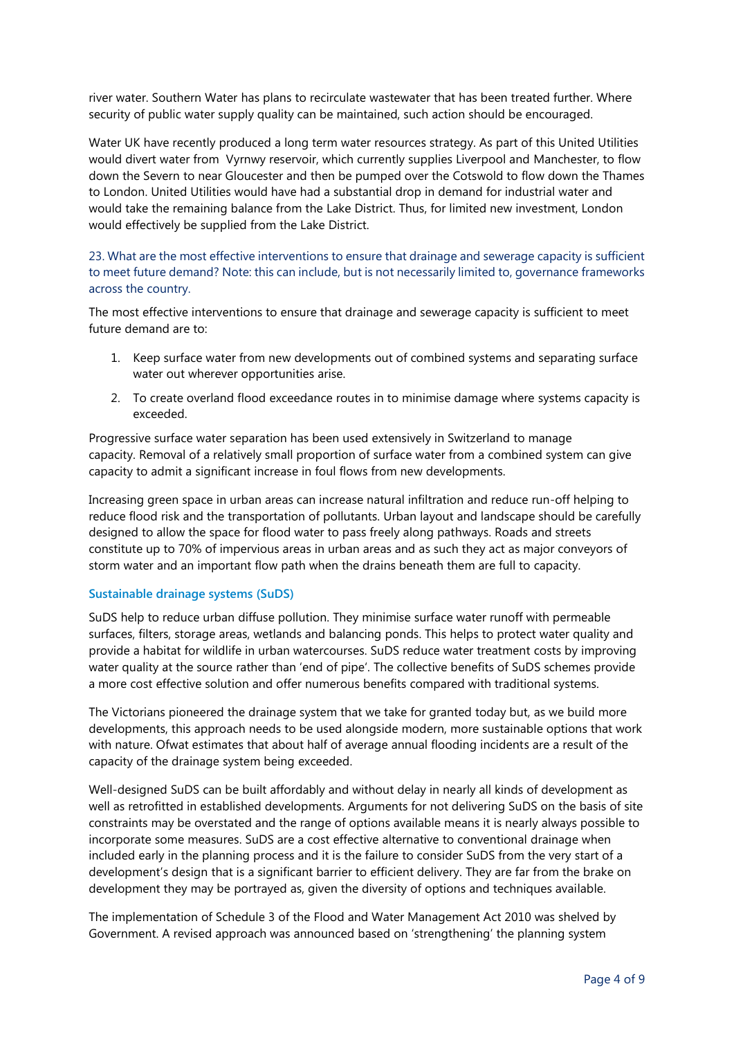river water. Southern Water has plans to recirculate wastewater that has been treated further. Where security of public water supply quality can be maintained, such action should be encouraged.

Water UK have recently produced a long term water resources strategy. As part of this United Utilities would divert water from Vyrnwy reservoir, which currently supplies Liverpool and Manchester, to flow down the Severn to near Gloucester and then be pumped over the Cotswold to flow down the Thames to London. United Utilities would have had a substantial drop in demand for industrial water and would take the remaining balance from the Lake District. Thus, for limited new investment, London would effectively be supplied from the Lake District.

23. What are the most effective interventions to ensure that drainage and sewerage capacity is sufficient to meet future demand? Note: this can include, but is not necessarily limited to, governance frameworks across the country.

The most effective interventions to ensure that drainage and sewerage capacity is sufficient to meet future demand are to:

1. Keep surface water from new developments out of combined systems and separating surface water out wherever opportunities arise.
2. To create overland flood exceedance routes in to minimise damage where systems capacity is exceeded.

Progressive surface water separation has been used extensively in Switzerland to manage capacity. Removal of a relatively small proportion of surface water from a combined system can give capacity to admit a significant increase in foul flows from new developments.

Increasing green space in urban areas can increase natural infiltration and reduce run-off helping to reduce flood risk and the transportation of pollutants. Urban layout and landscape should be carefully designed to allow the space for flood water to pass freely along pathways. Roads and streets constitute up to 70% of impervious areas in urban areas and as such they act as major conveyors of storm water and an important flow path when the drains beneath them are full to capacity.

### Sustainable drainage systems (SuDS)

SuDS help to reduce urban diffuse pollution. They minimise surface water runoff with permeable surfaces, filters, storage areas, wetlands and balancing ponds. This helps to protect water quality and provide a habitat for wildlife in urban watercourses. SuDS reduce water treatment costs by improving water quality at the source rather than 'end of pipe'. The collective benefits of SuDS schemes provide a more cost effective solution and offer numerous benefits compared with traditional systems.

The Victorians pioneered the drainage system that we take for granted today but, as we build more developments, this approach needs to be used alongside modern, more sustainable options that work with nature. Ofwat estimates that about half of average annual flooding incidents are a result of the capacity of the drainage system being exceeded.

Well-designed SuDS can be built affordably and without delay in nearly all kinds of development as well as retrofitted in established developments. Arguments for not delivering SuDS on the basis of site constraints may be overstated and the range of options available means it is nearly always possible to incorporate some measures. SuDS are a cost effective alternative to conventional drainage when included early in the planning process and it is the failure to consider SuDS from the very start of a development's design that is a significant barrier to efficient delivery. They are far from the brake on development they may be portrayed as, given the diversity of options and techniques available.

The implementation of Schedule 3 of the Flood and Water Management Act 2010 was shelved by Government. A revised approach was announced based on 'strengthening' the planning system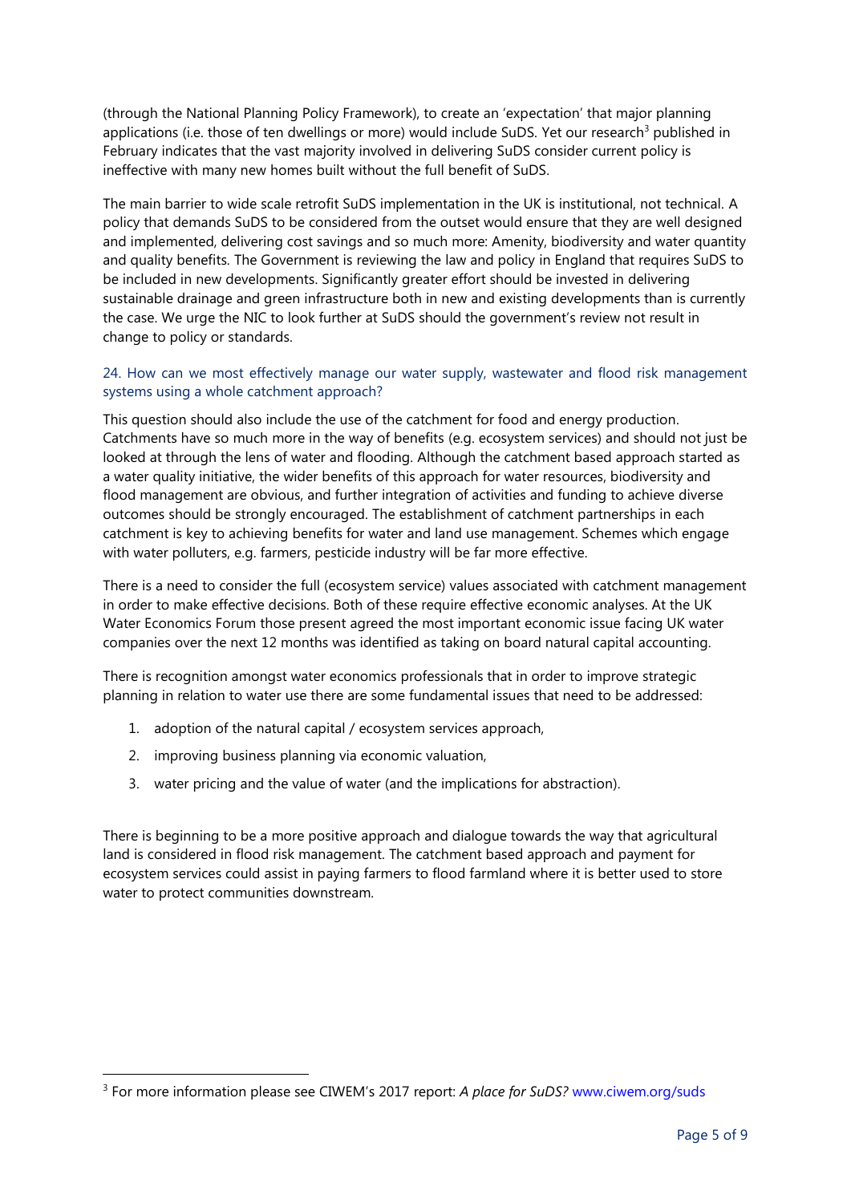(through the National Planning Policy Framework), to create an 'expectation' that major planning applications (i.e. those of ten dwellings or more) would include SuDS. Yet our research[3] published in February indicates that the vast majority involved in delivering SuDS consider current policy is ineffective with many new homes built without the full benefit of SuDS.

The main barrier to wide scale retrofit SuDS implementation in the UK is institutional, not technical. A policy that demands SuDS to be considered from the outset would ensure that they are well designed and implemented, delivering cost savings and so much more: Amenity, biodiversity and water quantity and quality benefits. The Government is reviewing the law and policy in England that requires SuDS to be included in new developments. Significantly greater effort should be invested in delivering sustainable drainage and green infrastructure both in new and existing developments than is currently the case. We urge the NIC to look further at SuDS should the government's review not result in change to policy or standards.

### 24. How can we most effectively manage our water supply, wastewater and flood risk management systems using a whole catchment approach?

This question should also include the use of the catchment for food and energy production. Catchments have so much more in the way of benefits (e.g. ecosystem services) and should not just be looked at through the lens of water and flooding. Although the catchment based approach started as a water quality initiative, the wider benefits of this approach for water resources, biodiversity and flood management are obvious, and further integration of activities and funding to achieve diverse outcomes should be strongly encouraged. The establishment of catchment partnerships in each catchment is key to achieving benefits for water and land use management. Schemes which engage with water polluters, e.g. farmers, pesticide industry will be far more effective.

There is a need to consider the full (ecosystem service) values associated with catchment management in order to make effective decisions. Both of these require effective economic analyses. At the UK Water Economics Forum those present agreed the most important economic issue facing UK water companies over the next 12 months was identified as taking on board natural capital accounting.

There is recognition amongst water economics professionals that in order to improve strategic planning in relation to water use there are some fundamental issues that need to be addressed:

1. adoption of the natural capital / ecosystem services approach,
2. improving business planning via economic valuation,
3. water pricing and the value of water (and the implications for abstraction).

There is beginning to be a more positive approach and dialogue towards the way that agricultural land is considered in flood risk management. The catchment based approach and payment for ecosystem services could assist in paying farmers to flood farmland where it is better used to store water to protect communities downstream.

---

[3] For more information please see CIWEM's 2017 report: *A place for SuDS?* www.ciwem.org/suds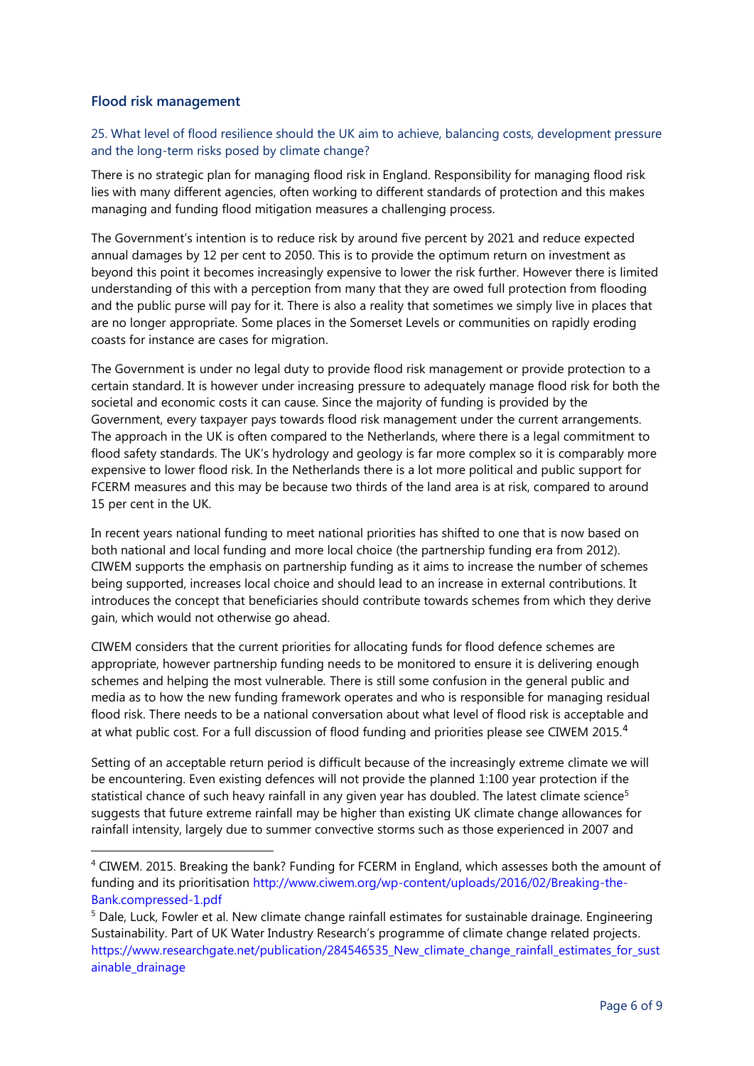## Flood risk management

### 25. What level of flood resilience should the UK aim to achieve, balancing costs, development pressure and the long-term risks posed by climate change?

There is no strategic plan for managing flood risk in England. Responsibility for managing flood risk lies with many different agencies, often working to different standards of protection and this makes managing and funding flood mitigation measures a challenging process.

The Government's intention is to reduce risk by around five percent by 2021 and reduce expected annual damages by 12 per cent to 2050. This is to provide the optimum return on investment as beyond this point it becomes increasingly expensive to lower the risk further. However there is limited understanding of this with a perception from many that they are owed full protection from flooding and the public purse will pay for it. There is also a reality that sometimes we simply live in places that are no longer appropriate. Some places in the Somerset Levels or communities on rapidly eroding coasts for instance are cases for migration.

The Government is under no legal duty to provide flood risk management or provide protection to a certain standard. It is however under increasing pressure to adequately manage flood risk for both the societal and economic costs it can cause. Since the majority of funding is provided by the Government, every taxpayer pays towards flood risk management under the current arrangements. The approach in the UK is often compared to the Netherlands, where there is a legal commitment to flood safety standards. The UK's hydrology and geology is far more complex so it is comparably more expensive to lower flood risk. In the Netherlands there is a lot more political and public support for FCERM measures and this may be because two thirds of the land area is at risk, compared to around 15 per cent in the UK.

In recent years national funding to meet national priorities has shifted to one that is now based on both national and local funding and more local choice (the partnership funding era from 2012). CIWEM supports the emphasis on partnership funding as it aims to increase the number of schemes being supported, increases local choice and should lead to an increase in external contributions. It introduces the concept that beneficiaries should contribute towards schemes from which they derive gain, which would not otherwise go ahead.

CIWEM considers that the current priorities for allocating funds for flood defence schemes are appropriate, however partnership funding needs to be monitored to ensure it is delivering enough schemes and helping the most vulnerable. There is still some confusion in the general public and media as to how the new funding framework operates and who is responsible for managing residual flood risk. There needs to be a national conversation about what level of flood risk is acceptable and at what public cost. For a full discussion of flood funding and priorities please see CIWEM 2015.[4]

Setting of an acceptable return period is difficult because of the increasingly extreme climate we will be encountering. Even existing defences will not provide the planned 1:100 year protection if the statistical chance of such heavy rainfall in any given year has doubled. The latest climate science[5] suggests that future extreme rainfall may be higher than existing UK climate change allowances for rainfall intensity, largely due to summer convective storms such as those experienced in 2007 and

---

[4] CIWEM. 2015. Breaking the bank? Funding for FCERM in England, which assesses both the amount of funding and its prioritisation http://www.ciwem.org/wp-content/uploads/2016/02/Breaking-the-Bank.compressed-1.pdf

[5] Dale, Luck, Fowler et al. New climate change rainfall estimates for sustainable drainage. Engineering Sustainability. Part of UK Water Industry Research's programme of climate change related projects. https://www.researchgate.net/publication/284546535_New_climate_change_rainfall_estimates_for_sustainable_drainage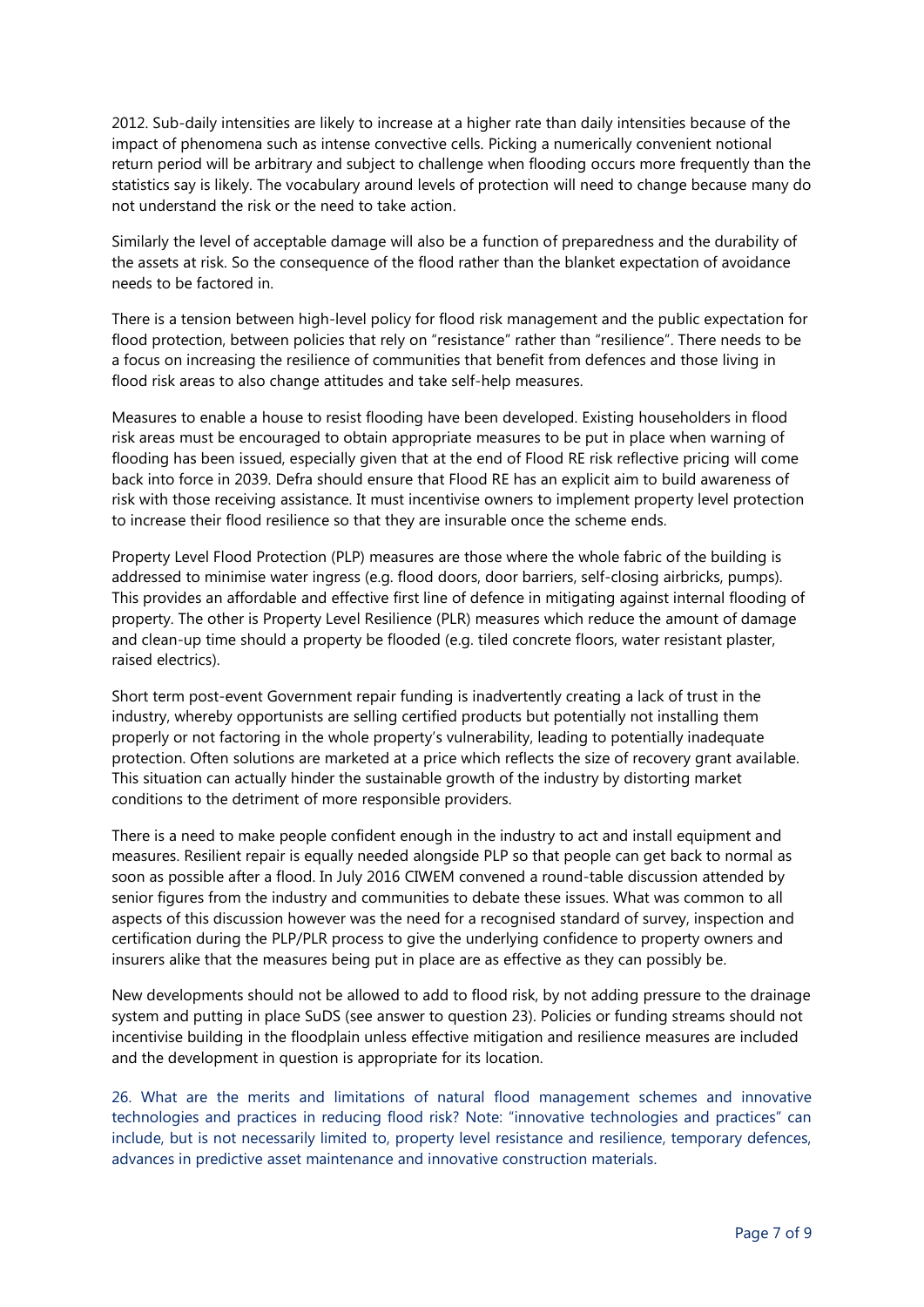2012. Sub-daily intensities are likely to increase at a higher rate than daily intensities because of the impact of phenomena such as intense convective cells. Picking a numerically convenient notional return period will be arbitrary and subject to challenge when flooding occurs more frequently than the statistics say is likely. The vocabulary around levels of protection will need to change because many do not understand the risk or the need to take action.

Similarly the level of acceptable damage will also be a function of preparedness and the durability of the assets at risk. So the consequence of the flood rather than the blanket expectation of avoidance needs to be factored in.

There is a tension between high-level policy for flood risk management and the public expectation for flood protection, between policies that rely on "resistance" rather than "resilience". There needs to be a focus on increasing the resilience of communities that benefit from defences and those living in flood risk areas to also change attitudes and take self-help measures.

Measures to enable a house to resist flooding have been developed. Existing householders in flood risk areas must be encouraged to obtain appropriate measures to be put in place when warning of flooding has been issued, especially given that at the end of Flood RE risk reflective pricing will come back into force in 2039. Defra should ensure that Flood RE has an explicit aim to build awareness of risk with those receiving assistance. It must incentivise owners to implement property level protection to increase their flood resilience so that they are insurable once the scheme ends.

Property Level Flood Protection (PLP) measures are those where the whole fabric of the building is addressed to minimise water ingress (e.g. flood doors, door barriers, self-closing airbricks, pumps). This provides an affordable and effective first line of defence in mitigating against internal flooding of property. The other is Property Level Resilience (PLR) measures which reduce the amount of damage and clean-up time should a property be flooded (e.g. tiled concrete floors, water resistant plaster, raised electrics).

Short term post-event Government repair funding is inadvertently creating a lack of trust in the industry, whereby opportunists are selling certified products but potentially not installing them properly or not factoring in the whole property's vulnerability, leading to potentially inadequate protection. Often solutions are marketed at a price which reflects the size of recovery grant available. This situation can actually hinder the sustainable growth of the industry by distorting market conditions to the detriment of more responsible providers.

There is a need to make people confident enough in the industry to act and install equipment and measures. Resilient repair is equally needed alongside PLP so that people can get back to normal as soon as possible after a flood. In July 2016 CIWEM convened a round-table discussion attended by senior figures from the industry and communities to debate these issues. What was common to all aspects of this discussion however was the need for a recognised standard of survey, inspection and certification during the PLP/PLR process to give the underlying confidence to property owners and insurers alike that the measures being put in place are as effective as they can possibly be.

New developments should not be allowed to add to flood risk, by not adding pressure to the drainage system and putting in place SuDS (see answer to question 23). Policies or funding streams should not incentivise building in the floodplain unless effective mitigation and resilience measures are included and the development in question is appropriate for its location.

26. What are the merits and limitations of natural flood management schemes and innovative technologies and practices in reducing flood risk? Note: "innovative technologies and practices" can include, but is not necessarily limited to, property level resistance and resilience, temporary defences, advances in predictive asset maintenance and innovative construction materials.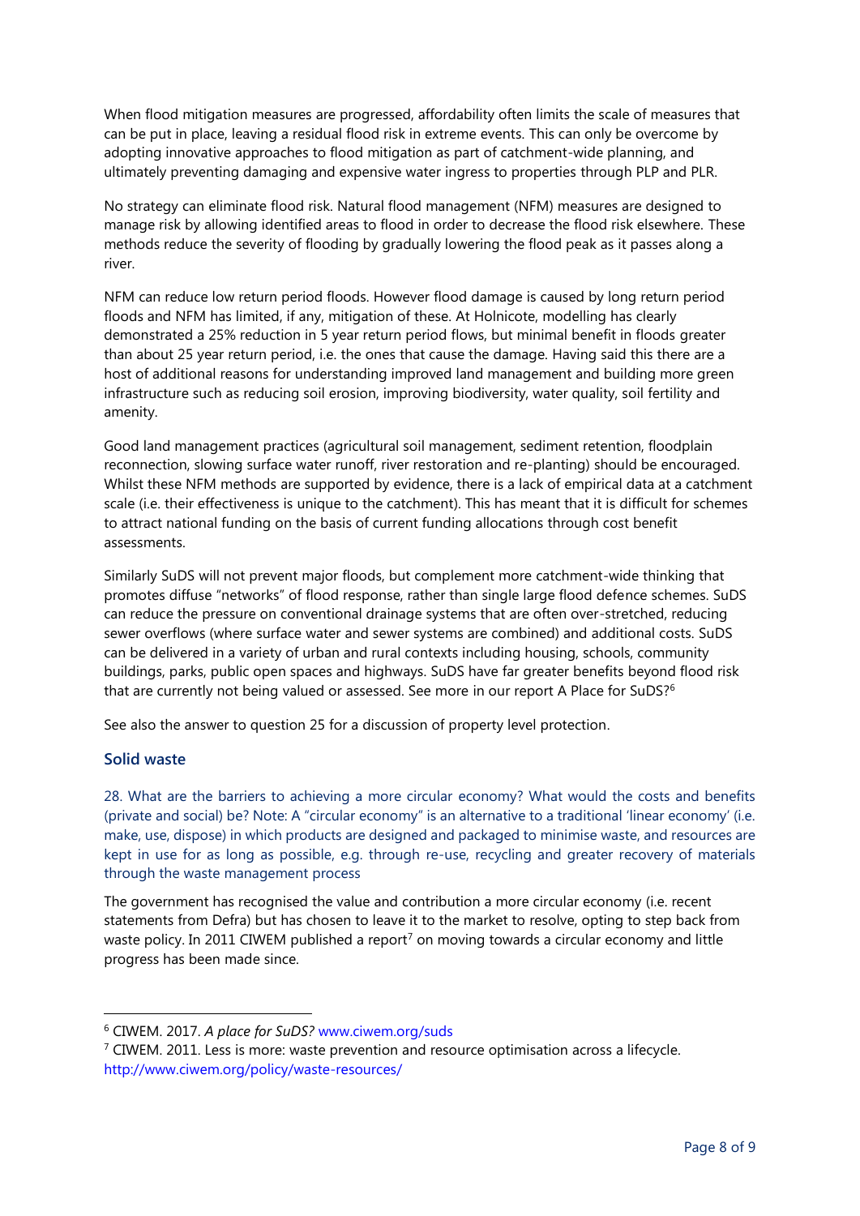When flood mitigation measures are progressed, affordability often limits the scale of measures that can be put in place, leaving a residual flood risk in extreme events. This can only be overcome by adopting innovative approaches to flood mitigation as part of catchment-wide planning, and ultimately preventing damaging and expensive water ingress to properties through PLP and PLR.

No strategy can eliminate flood risk. Natural flood management (NFM) measures are designed to manage risk by allowing identified areas to flood in order to decrease the flood risk elsewhere. These methods reduce the severity of flooding by gradually lowering the flood peak as it passes along a river.

NFM can reduce low return period floods. However flood damage is caused by long return period floods and NFM has limited, if any, mitigation of these. At Holnicote, modelling has clearly demonstrated a 25% reduction in 5 year return period flows, but minimal benefit in floods greater than about 25 year return period, i.e. the ones that cause the damage. Having said this there are a host of additional reasons for understanding improved land management and building more green infrastructure such as reducing soil erosion, improving biodiversity, water quality, soil fertility and amenity.

Good land management practices (agricultural soil management, sediment retention, floodplain reconnection, slowing surface water runoff, river restoration and re-planting) should be encouraged. Whilst these NFM methods are supported by evidence, there is a lack of empirical data at a catchment scale (i.e. their effectiveness is unique to the catchment). This has meant that it is difficult for schemes to attract national funding on the basis of current funding allocations through cost benefit assessments.

Similarly SuDS will not prevent major floods, but complement more catchment-wide thinking that promotes diffuse "networks" of flood response, rather than single large flood defence schemes. SuDS can reduce the pressure on conventional drainage systems that are often over-stretched, reducing sewer overflows (where surface water and sewer systems are combined) and additional costs. SuDS can be delivered in a variety of urban and rural contexts including housing, schools, community buildings, parks, public open spaces and highways. SuDS have far greater benefits beyond flood risk that are currently not being valued or assessed. See more in our report A Place for SuDS?[6]

See also the answer to question 25 for a discussion of property level protection.

## Solid waste

28. What are the barriers to achieving a more circular economy? What would the costs and benefits (private and social) be? Note: A "circular economy" is an alternative to a traditional 'linear economy' (i.e. make, use, dispose) in which products are designed and packaged to minimise waste, and resources are kept in use for as long as possible, e.g. through re-use, recycling and greater recovery of materials through the waste management process

The government has recognised the value and contribution a more circular economy (i.e. recent statements from Defra) but has chosen to leave it to the market to resolve, opting to step back from waste policy. In 2011 CIWEM published a report[7] on moving towards a circular economy and little progress has been made since.

---

[6] CIWEM. 2017. *A place for SuDS?* www.ciwem.org/suds

[7] CIWEM. 2011. Less is more: waste prevention and resource optimisation across a lifecycle. http://www.ciwem.org/policy/waste-resources/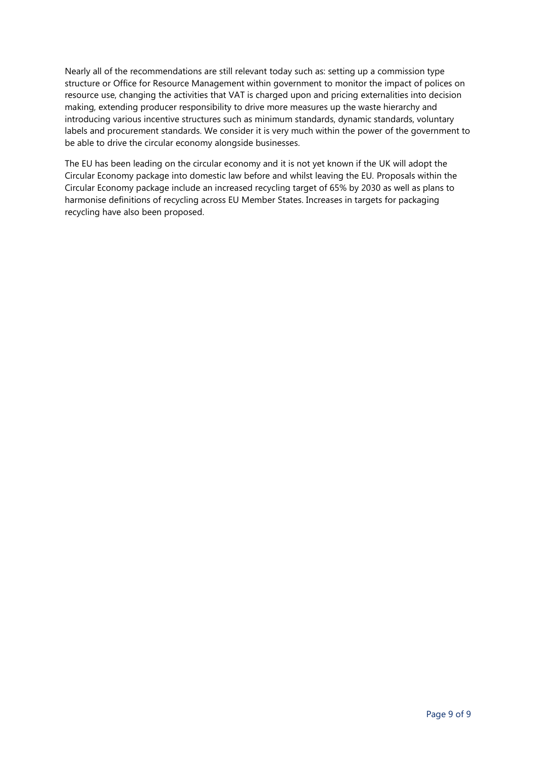Nearly all of the recommendations are still relevant today such as: setting up a commission type structure or Office for Resource Management within government to monitor the impact of polices on resource use, changing the activities that VAT is charged upon and pricing externalities into decision making, extending producer responsibility to drive more measures up the waste hierarchy and introducing various incentive structures such as minimum standards, dynamic standards, voluntary labels and procurement standards. We consider it is very much within the power of the government to be able to drive the circular economy alongside businesses.

The EU has been leading on the circular economy and it is not yet known if the UK will adopt the Circular Economy package into domestic law before and whilst leaving the EU. Proposals within the Circular Economy package include an increased recycling target of 65% by 2030 as well as plans to harmonise definitions of recycling across EU Member States. Increases in targets for packaging recycling have also been proposed.